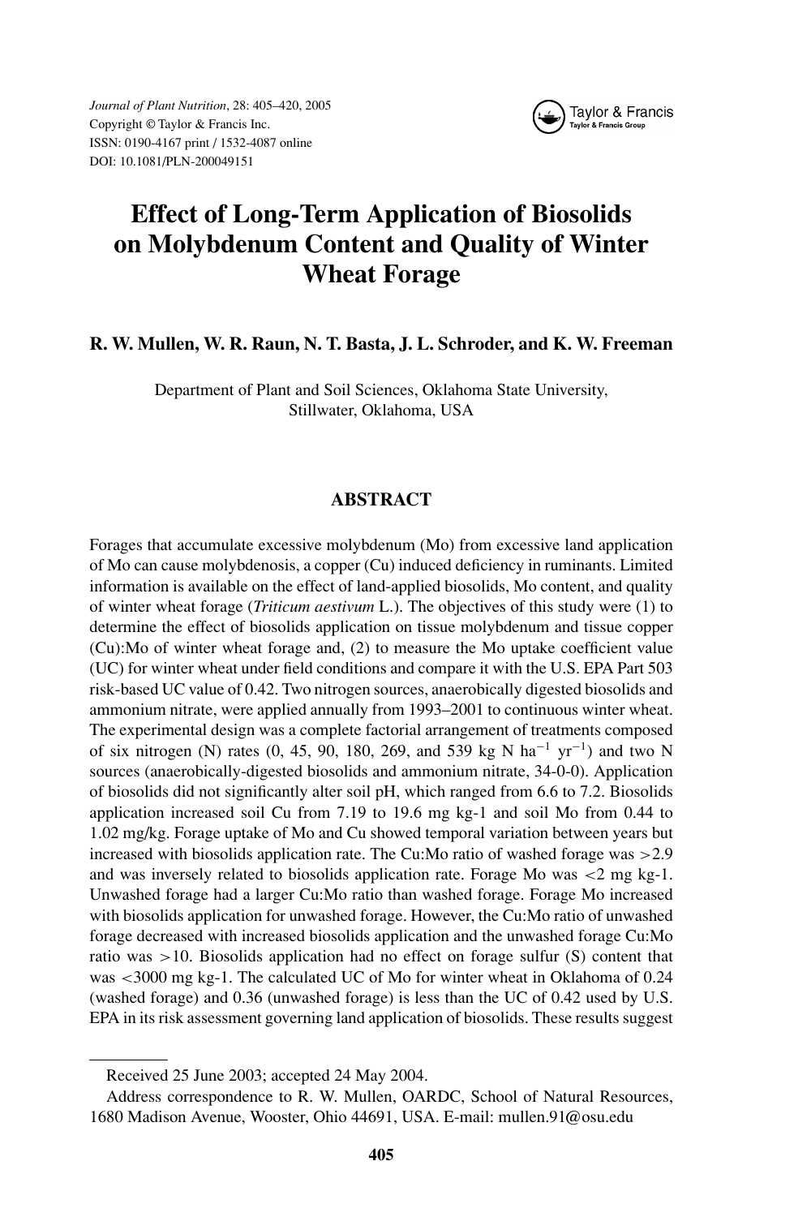Journal of Plant Nutrition, 28: 405–420, 2005
Copyright © Taylor & Francis Inc.
ISSN: 0190-4167 print / 1532-4087 online
DOI: 10.1081/PLN-200049151

# Effect of Long-Term Application of Biosolids on Molybdenum Content and Quality of Winter Wheat Forage

**R. W. Mullen, W. R. Raun, N. T. Basta, J. L. Schroder, and K. W. Freeman**

Department of Plant and Soil Sciences, Oklahoma State University, Stillwater, Oklahoma, USA

## ABSTRACT

Forages that accumulate excessive molybdenum (Mo) from excessive land application of Mo can cause molybdenosis, a copper (Cu) induced deficiency in ruminants. Limited information is available on the effect of land-applied biosolids, Mo content, and quality of winter wheat forage (*Triticum aestivum* L.). The objectives of this study were (1) to determine the effect of biosolids application on tissue molybdenum and tissue copper (Cu):Mo of winter wheat forage and, (2) to measure the Mo uptake coefficient value (UC) for winter wheat under field conditions and compare it with the U.S. EPA Part 503 risk-based UC value of 0.42. Two nitrogen sources, anaerobically digested biosolids and ammonium nitrate, were applied annually from 1993–2001 to continuous winter wheat. The experimental design was a complete factorial arrangement of treatments composed of six nitrogen (N) rates (0, 45, 90, 180, 269, and 539 kg N $ha^{-1}$ $yr^{-1}$) and two N sources (anaerobically-digested biosolids and ammonium nitrate, 34-0-0). Application of biosolids did not significantly alter soil pH, which ranged from 6.6 to 7.2. Biosolids application increased soil Cu from 7.19 to 19.6 mg kg-1 and soil Mo from 0.44 to 1.02 mg/kg. Forage uptake of Mo and Cu showed temporal variation between years but increased with biosolids application rate. The Cu:Mo ratio of washed forage was >2.9 and was inversely related to biosolids application rate. Forage Mo was <2 mg kg-1. Unwashed forage had a larger Cu:Mo ratio than washed forage. Forage Mo increased with biosolids application for unwashed forage. However, the Cu:Mo ratio of unwashed forage decreased with increased biosolids application and the unwashed forage Cu:Mo ratio was >10. Biosolids application had no effect on forage sulfur (S) content that was <3000 mg kg-1. The calculated UC of Mo for winter wheat in Oklahoma of 0.24 (washed forage) and 0.36 (unwashed forage) is less than the UC of 0.42 used by U.S. EPA in its risk assessment governing land application of biosolids. These results suggest

Received 25 June 2003; accepted 24 May 2004.

Address correspondence to R. W. Mullen, OARDC, School of Natural Resources, 1680 Madison Avenue, Wooster, Ohio 44691, USA. E-mail: mullen.91@osu.edu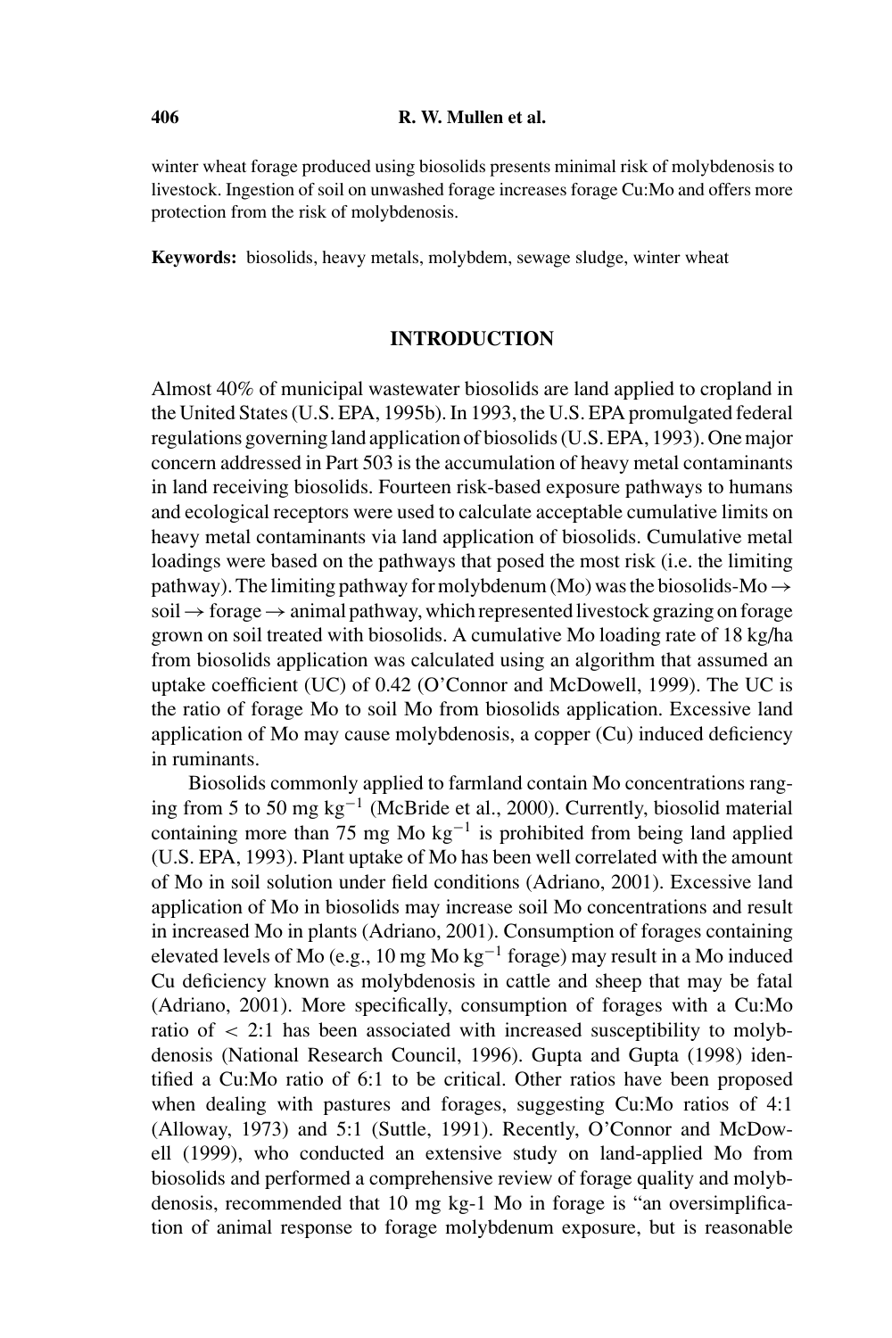winter wheat forage produced using biosolids presents minimal risk of molybdenosis to livestock. Ingestion of soil on unwashed forage increases forage Cu:Mo and offers more protection from the risk of molybdenosis.

**Keywords:** biosolids, heavy metals, molybdem, sewage sludge, winter wheat

## INTRODUCTION

Almost 40% of municipal wastewater biosolids are land applied to cropland in the United States (U.S. EPA, 1995b). In 1993, the U.S. EPA promulgated federal regulations governing land application of biosolids (U.S. EPA, 1993). One major concern addressed in Part 503 is the accumulation of heavy metal contaminants in land receiving biosolids. Fourteen risk-based exposure pathways to humans and ecological receptors were used to calculate acceptable cumulative limits on heavy metal contaminants via land application of biosolids. Cumulative metal loadings were based on the pathways that posed the most risk (i.e. the limiting pathway). The limiting pathway for molybdenum (Mo) was the biosolids-Mo → soil → forage → animal pathway, which represented livestock grazing on forage grown on soil treated with biosolids. A cumulative Mo loading rate of 18 kg/ha from biosolids application was calculated using an algorithm that assumed an uptake coefficient (UC) of 0.42 (O'Connor and McDowell, 1999). The UC is the ratio of forage Mo to soil Mo from biosolids application. Excessive land application of Mo may cause molybdenosis, a copper (Cu) induced deficiency in ruminants.

Biosolids commonly applied to farmland contain Mo concentrations ranging from 5 to 50 mg $kg^{-1}$ (McBride et al., 2000). Currently, biosolid material containing more than 75 mg Mo $kg^{-1}$ is prohibited from being land applied (U.S. EPA, 1993). Plant uptake of Mo has been well correlated with the amount of Mo in soil solution under field conditions (Adriano, 2001). Excessive land application of Mo in biosolids may increase soil Mo concentrations and result in increased Mo in plants (Adriano, 2001). Consumption of forages containing elevated levels of Mo (e.g., 10 mg Mo $kg^{-1}$ forage) may result in a Mo induced Cu deficiency known as molybdenosis in cattle and sheep that may be fatal (Adriano, 2001). More specifically, consumption of forages with a Cu:Mo ratio of $< 2{:}1$ has been associated with increased susceptibility to molybdenosis (National Research Council, 1996). Gupta and Gupta (1998) identified a Cu:Mo ratio of 6:1 to be critical. Other ratios have been proposed when dealing with pastures and forages, suggesting Cu:Mo ratios of 4:1 (Alloway, 1973) and 5:1 (Suttle, 1991). Recently, O'Connor and McDowell (1999), who conducted an extensive study on land-applied Mo from biosolids and performed a comprehensive review of forage quality and molybdenosis, recommended that 10 mg kg-1 Mo in forage is "an oversimplification of animal response to forage molybdenum exposure, but is reasonable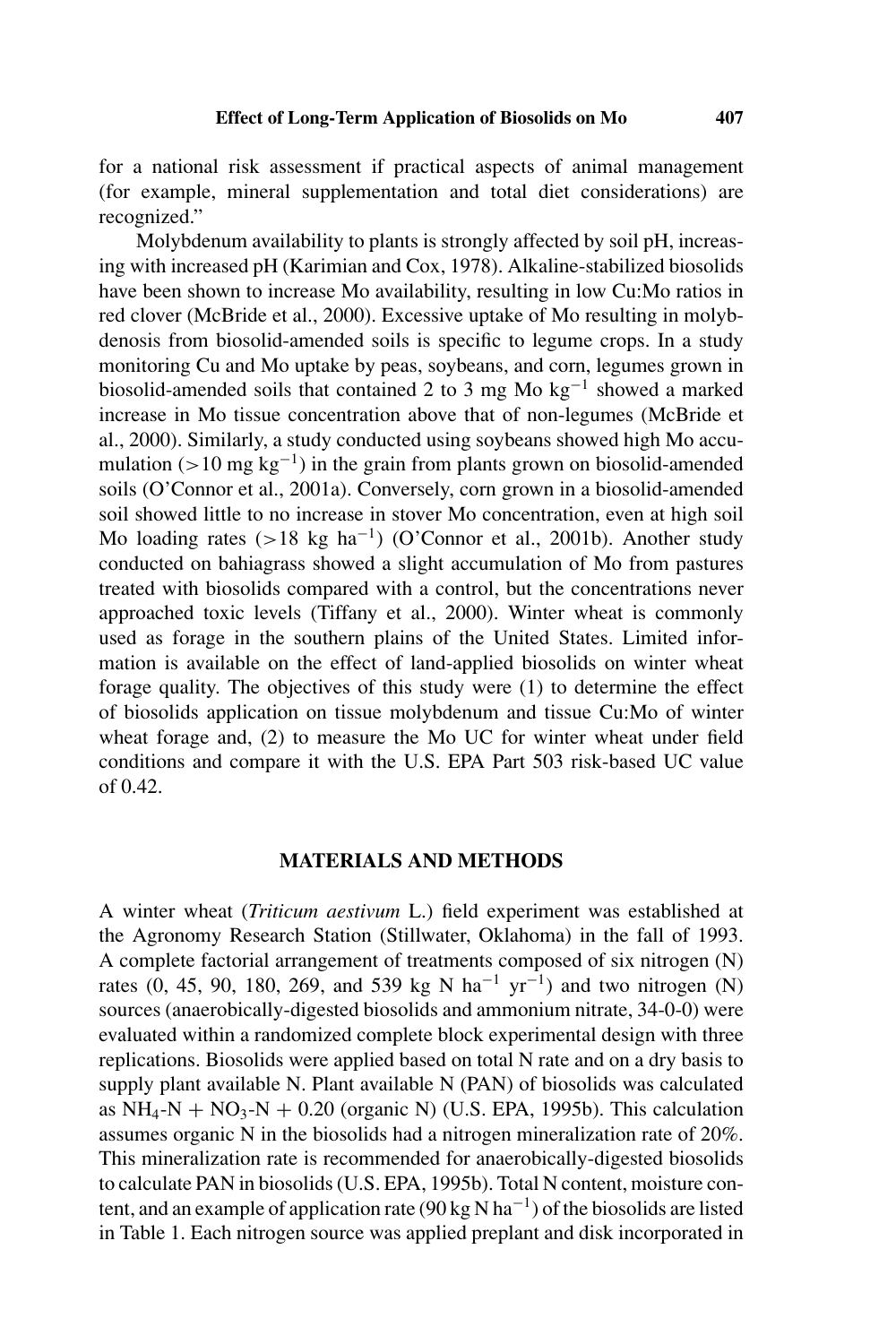for a national risk assessment if practical aspects of animal management (for example, mineral supplementation and total diet considerations) are recognized."

Molybdenum availability to plants is strongly affected by soil pH, increasing with increased pH (Karimian and Cox, 1978). Alkaline-stabilized biosolids have been shown to increase Mo availability, resulting in low Cu:Mo ratios in red clover (McBride et al., 2000). Excessive uptake of Mo resulting in molybdenosis from biosolid-amended soils is specific to legume crops. In a study monitoring Cu and Mo uptake by peas, soybeans, and corn, legumes grown in biosolid-amended soils that contained 2 to 3 mg Mo $kg^{-1}$ showed a marked increase in Mo tissue concentration above that of non-legumes (McBride et al., 2000). Similarly, a study conducted using soybeans showed high Mo accumulation ($>10$ mg $kg^{-1}$) in the grain from plants grown on biosolid-amended soils (O'Connor et al., 2001a). Conversely, corn grown in a biosolid-amended soil showed little to no increase in stover Mo concentration, even at high soil Mo loading rates ($>18$ kg $ha^{-1}$) (O'Connor et al., 2001b). Another study conducted on bahiagrass showed a slight accumulation of Mo from pastures treated with biosolids compared with a control, but the concentrations never approached toxic levels (Tiffany et al., 2000). Winter wheat is commonly used as forage in the southern plains of the United States. Limited information is available on the effect of land-applied biosolids on winter wheat forage quality. The objectives of this study were (1) to determine the effect of biosolids application on tissue molybdenum and tissue Cu:Mo of winter wheat forage and, (2) to measure the Mo UC for winter wheat under field conditions and compare it with the U.S. EPA Part 503 risk-based UC value of 0.42.

## MATERIALS AND METHODS

A winter wheat (*Triticum aestivum* L.) field experiment was established at the Agronomy Research Station (Stillwater, Oklahoma) in the fall of 1993. A complete factorial arrangement of treatments composed of six nitrogen (N) rates (0, 45, 90, 180, 269, and 539 kg N $ha^{-1}$ $yr^{-1}$) and two nitrogen (N) sources (anaerobically-digested biosolids and ammonium nitrate, 34-0-0) were evaluated within a randomized complete block experimental design with three replications. Biosolids were applied based on total N rate and on a dry basis to supply plant available N. Plant available N (PAN) of biosolids was calculated as $NH_4$-N + $NO_3$-N + 0.20 (organic N) (U.S. EPA, 1995b). This calculation assumes organic N in the biosolids had a nitrogen mineralization rate of 20%. This mineralization rate is recommended for anaerobically-digested biosolids to calculate PAN in biosolids (U.S. EPA, 1995b). Total N content, moisture content, and an example of application rate (90 kg N $ha^{-1}$) of the biosolids are listed in Table 1. Each nitrogen source was applied preplant and disk incorporated in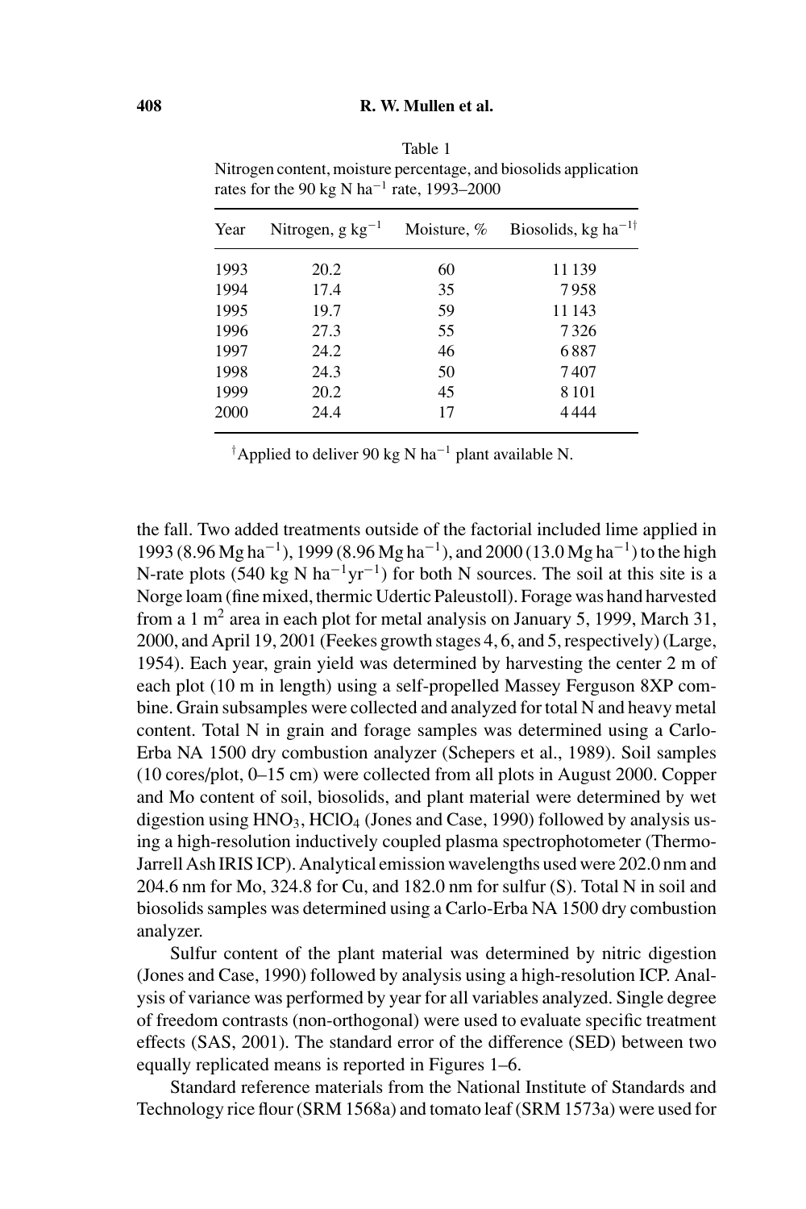Table 1
Nitrogen content, moisture percentage, and biosolids application rates for the 90 kg N ha$^{-1}$ rate, 1993–2000

| Year | Nitrogen, g kg$^{-1}$ | Moisture, % | Biosolids, kg ha$^{-1}$† |
|---|---|---|---|
| 1993 | 20.2 | 60 | 11 139 |
| 1994 | 17.4 | 35 | 7 958 |
| 1995 | 19.7 | 59 | 11 143 |
| 1996 | 27.3 | 55 | 7 326 |
| 1997 | 24.2 | 46 | 6 887 |
| 1998 | 24.3 | 50 | 7 407 |
| 1999 | 20.2 | 45 | 8 101 |
| 2000 | 24.4 | 17 | 4 444 |

†Applied to deliver 90 kg N ha$^{-1}$ plant available N.

the fall. Two added treatments outside of the factorial included lime applied in 1993 (8.96 Mg ha$^{-1}$), 1999 (8.96 Mg ha$^{-1}$), and 2000 (13.0 Mg ha$^{-1}$) to the high N-rate plots (540 kg N ha$^{-1}$yr$^{-1}$) for both N sources. The soil at this site is a Norge loam (fine mixed, thermic Udertic Paleustoll). Forage was hand harvested from a 1 m$^2$ area in each plot for metal analysis on January 5, 1999, March 31, 2000, and April 19, 2001 (Feekes growth stages 4, 6, and 5, respectively) (Large, 1954). Each year, grain yield was determined by harvesting the center 2 m of each plot (10 m in length) using a self-propelled Massey Ferguson 8XP combine. Grain subsamples were collected and analyzed for total N and heavy metal content. Total N in grain and forage samples was determined using a Carlo-Erba NA 1500 dry combustion analyzer (Schepers et al., 1989). Soil samples (10 cores/plot, 0–15 cm) were collected from all plots in August 2000. Copper and Mo content of soil, biosolids, and plant material were determined by wet digestion using $HNO_3$, $HClO_4$ (Jones and Case, 1990) followed by analysis using a high-resolution inductively coupled plasma spectrophotometer (Thermo-Jarrell Ash IRIS ICP). Analytical emission wavelengths used were 202.0 nm and 204.6 nm for Mo, 324.8 for Cu, and 182.0 nm for sulfur (S). Total N in soil and biosolids samples was determined using a Carlo-Erba NA 1500 dry combustion analyzer.

Sulfur content of the plant material was determined by nitric digestion (Jones and Case, 1990) followed by analysis using a high-resolution ICP. Analysis of variance was performed by year for all variables analyzed. Single degree of freedom contrasts (non-orthogonal) were used to evaluate specific treatment effects (SAS, 2001). The standard error of the difference (SED) between two equally replicated means is reported in Figures 1–6.

Standard reference materials from the National Institute of Standards and Technology rice flour (SRM 1568a) and tomato leaf (SRM 1573a) were used for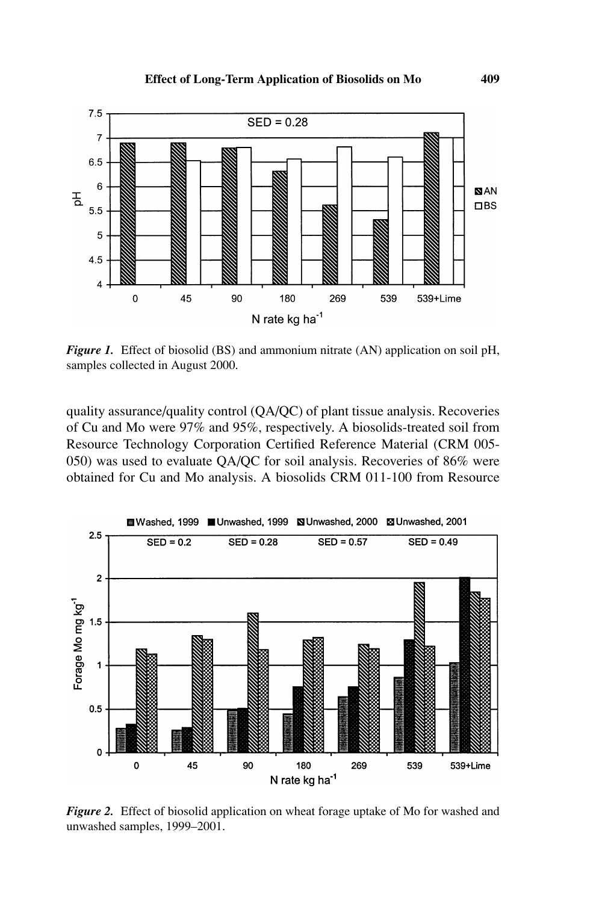*Figure 1.* Effect of biosolid (BS) and ammonium nitrate (AN) application on soil pH, samples collected in August 2000.

quality assurance/quality control (QA/QC) of plant tissue analysis. Recoveries of Cu and Mo were 97% and 95%, respectively. A biosolids-treated soil from Resource Technology Corporation Certified Reference Material (CRM 005-050) was used to evaluate QA/QC for soil analysis. Recoveries of 86% were obtained for Cu and Mo analysis. A biosolids CRM 011-100 from Resource

*Figure 2.* Effect of biosolid application on wheat forage uptake of Mo for washed and unwashed samples, 1999–2001.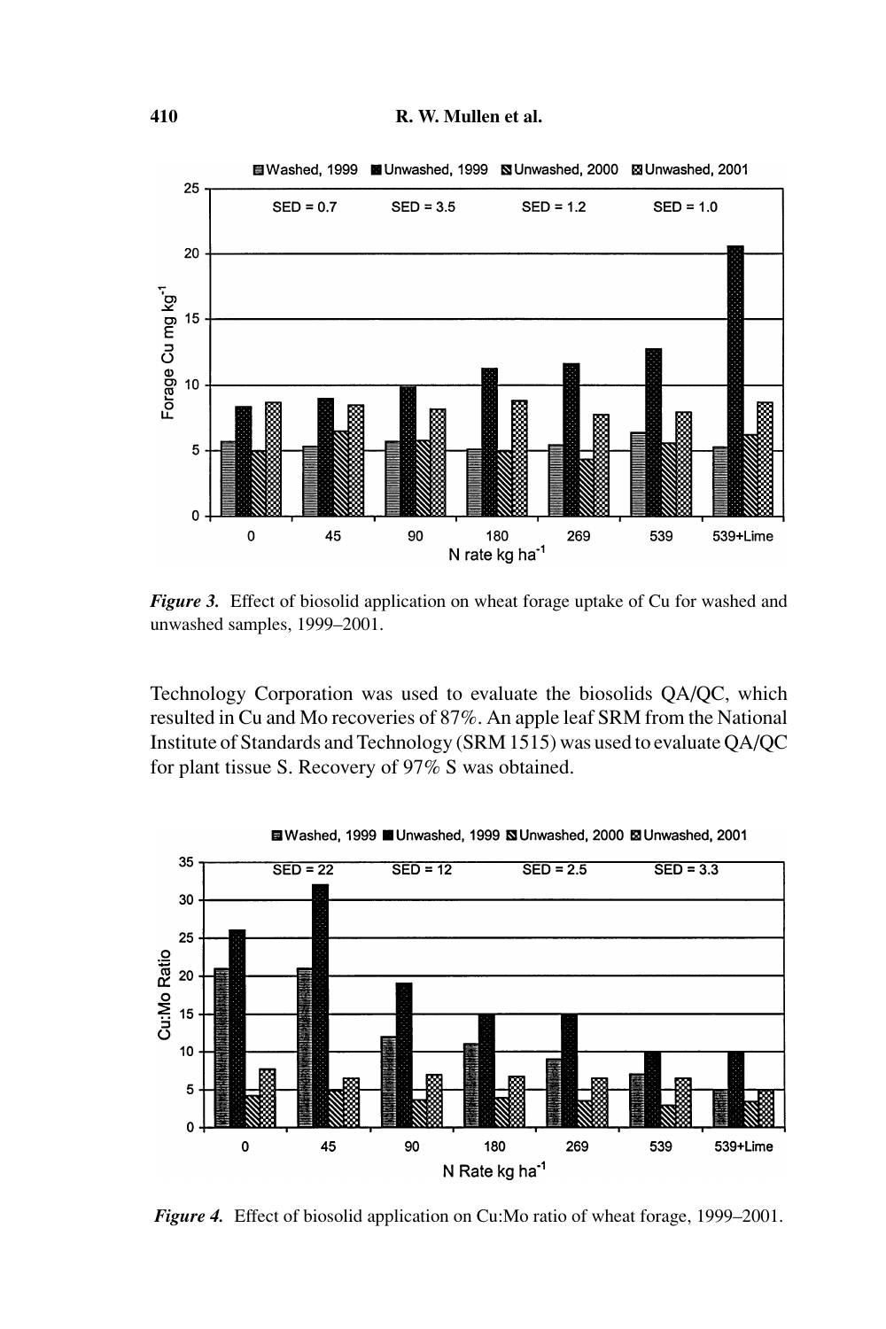*Figure 3.* Effect of biosolid application on wheat forage uptake of Cu for washed and unwashed samples, 1999–2001.

Technology Corporation was used to evaluate the biosolids QA/QC, which resulted in Cu and Mo recoveries of 87%. An apple leaf SRM from the National Institute of Standards and Technology (SRM 1515) was used to evaluate QA/QC for plant tissue S. Recovery of 97% S was obtained.

*Figure 4.* Effect of biosolid application on Cu:Mo ratio of wheat forage, 1999–2001.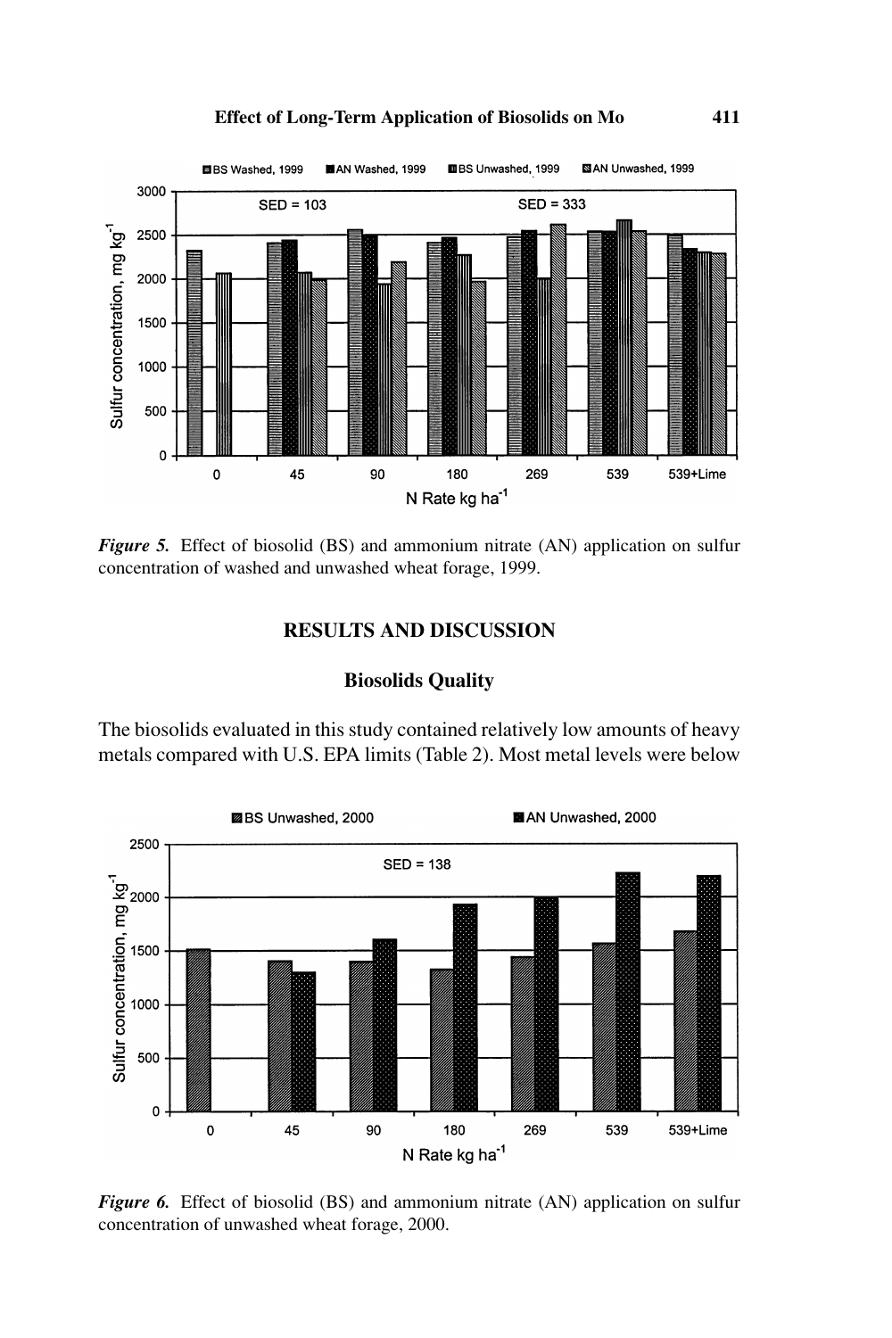*Figure 5.* Effect of biosolid (BS) and ammonium nitrate (AN) application on sulfur concentration of washed and unwashed wheat forage, 1999.

## RESULTS AND DISCUSSION

### Biosolids Quality

The biosolids evaluated in this study contained relatively low amounts of heavy metals compared with U.S. EPA limits (Table 2). Most metal levels were below

*Figure 6.* Effect of biosolid (BS) and ammonium nitrate (AN) application on sulfur concentration of unwashed wheat forage, 2000.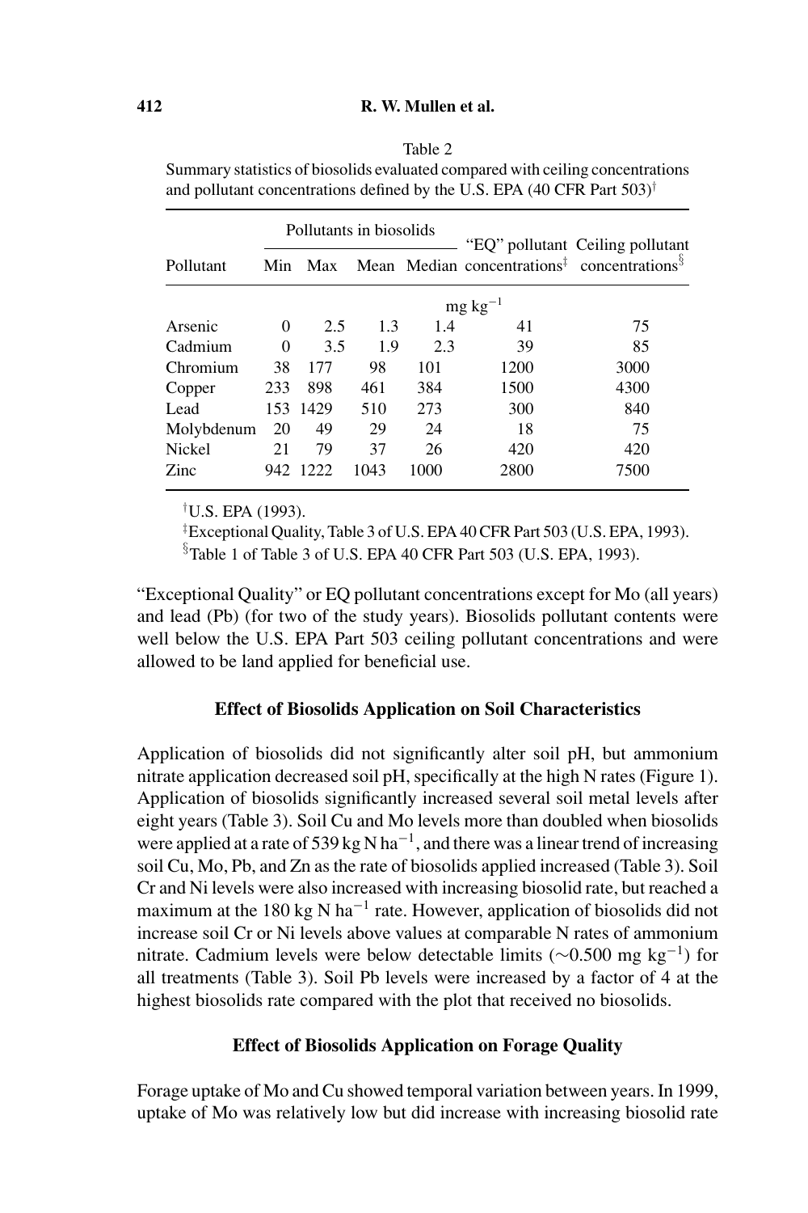Table 2

Summary statistics of biosolids evaluated compared with ceiling concentrations and pollutant concentrations defined by the U.S. EPA (40 CFR Part 503)[†]

| Pollutant | Pollutants in biosolids | | | | "EQ" pollutant concentrations[‡] | Ceiling pollutant concentrations[§] |
|---|---|---|---|---|---|---|
| | Min | Max | Mean | Median | | |
| | mg kg$^{-1}$ | | | | | |
| Arsenic | 0 | 2.5 | 1.3 | 1.4 | 41 | 75 |
| Cadmium | 0 | 3.5 | 1.9 | 2.3 | 39 | 85 |
| Chromium | 38 | 177 | 98 | 101 | 1200 | 3000 |
| Copper | 233 | 898 | 461 | 384 | 1500 | 4300 |
| Lead | 153 | 1429 | 510 | 273 | 300 | 840 |
| Molybdenum | 20 | 49 | 29 | 24 | 18 | 75 |
| Nickel | 21 | 79 | 37 | 26 | 420 | 420 |
| Zinc | 942 | 1222 | 1043 | 1000 | 2800 | 7500 |

[†]U.S. EPA (1993).

[‡]Exceptional Quality, Table 3 of U.S. EPA 40 CFR Part 503 (U.S. EPA, 1993).

[§]Table 1 of Table 3 of U.S. EPA 40 CFR Part 503 (U.S. EPA, 1993).

"Exceptional Quality" or EQ pollutant concentrations except for Mo (all years) and lead (Pb) (for two of the study years). Biosolids pollutant contents were well below the U.S. EPA Part 503 ceiling pollutant concentrations and were allowed to be land applied for beneficial use.

### Effect of Biosolids Application on Soil Characteristics

Application of biosolids did not significantly alter soil pH, but ammonium nitrate application decreased soil pH, specifically at the high N rates (Figure 1). Application of biosolids significantly increased several soil metal levels after eight years (Table 3). Soil Cu and Mo levels more than doubled when biosolids were applied at a rate of 539 kg N ha$^{-1}$, and there was a linear trend of increasing soil Cu, Mo, Pb, and Zn as the rate of biosolids applied increased (Table 3). Soil Cr and Ni levels were also increased with increasing biosolid rate, but reached a maximum at the 180 kg N ha$^{-1}$ rate. However, application of biosolids did not increase soil Cr or Ni levels above values at comparable N rates of ammonium nitrate. Cadmium levels were below detectable limits (~0.500 mg kg$^{-1}$) for all treatments (Table 3). Soil Pb levels were increased by a factor of 4 at the highest biosolids rate compared with the plot that received no biosolids.

### Effect of Biosolids Application on Forage Quality

Forage uptake of Mo and Cu showed temporal variation between years. In 1999, uptake of Mo was relatively low but did increase with increasing biosolid rate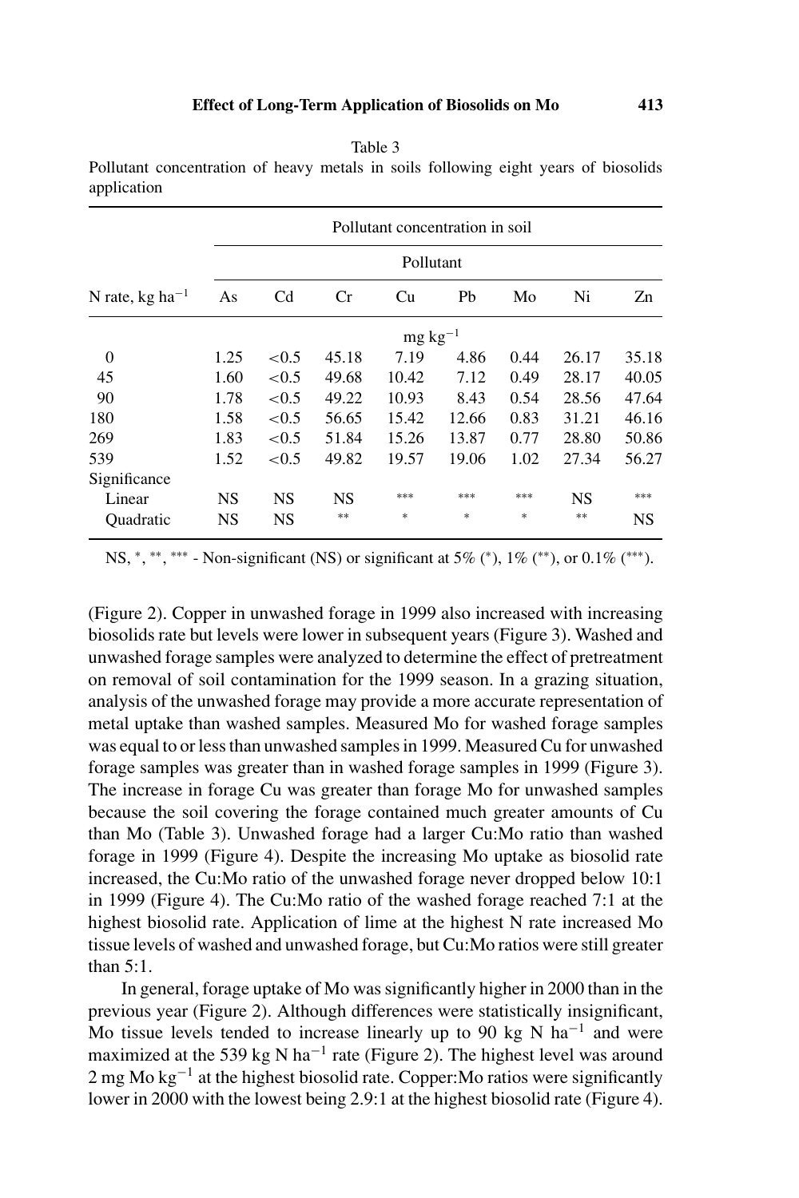Table 3

Pollutant concentration of heavy metals in soils following eight years of biosolids application

| N rate, kg ha$^{-1}$ | Pollutant concentration in soil | | | | | | | |
|---|---|---|---|---|---|---|---|---|
| | Pollutant | | | | | | | |
| | As | Cd | Cr | Cu | Pb | Mo | Ni | Zn |
| | mg kg$^{-1}$ | | | | | | | |
| 0 | 1.25 | <0.5 | 45.18 | 7.19 | 4.86 | 0.44 | 26.17 | 35.18 |
| 45 | 1.60 | <0.5 | 49.68 | 10.42 | 7.12 | 0.49 | 28.17 | 40.05 |
| 90 | 1.78 | <0.5 | 49.22 | 10.93 | 8.43 | 0.54 | 28.56 | 47.64 |
| 180 | 1.58 | <0.5 | 56.65 | 15.42 | 12.66 | 0.83 | 31.21 | 46.16 |
| 269 | 1.83 | <0.5 | 51.84 | 15.26 | 13.87 | 0.77 | 28.80 | 50.86 |
| 539 | 1.52 | <0.5 | 49.82 | 19.57 | 19.06 | 1.02 | 27.34 | 56.27 |
| Significance | | | | | | | | |
| Linear | NS | NS | NS | *** | *** | *** | NS | *** |
| Quadratic | NS | NS | ** | * | * | * | ** | NS |

NS, *, **, *** - Non-significant (NS) or significant at 5% (*), 1% (**), or 0.1% (***).

(Figure 2). Copper in unwashed forage in 1999 also increased with increasing biosolids rate but levels were lower in subsequent years (Figure 3). Washed and unwashed forage samples were analyzed to determine the effect of pretreatment on removal of soil contamination for the 1999 season. In a grazing situation, analysis of the unwashed forage may provide a more accurate representation of metal uptake than washed samples. Measured Mo for washed forage samples was equal to or less than unwashed samples in 1999. Measured Cu for unwashed forage samples was greater than in washed forage samples in 1999 (Figure 3). The increase in forage Cu was greater than forage Mo for unwashed samples because the soil covering the forage contained much greater amounts of Cu than Mo (Table 3). Unwashed forage had a larger Cu:Mo ratio than washed forage in 1999 (Figure 4). Despite the increasing Mo uptake as biosolid rate increased, the Cu:Mo ratio of the unwashed forage never dropped below 10:1 in 1999 (Figure 4). The Cu:Mo ratio of the washed forage reached 7:1 at the highest biosolid rate. Application of lime at the highest N rate increased Mo tissue levels of washed and unwashed forage, but Cu:Mo ratios were still greater than 5:1.

In general, forage uptake of Mo was significantly higher in 2000 than in the previous year (Figure 2). Although differences were statistically insignificant, Mo tissue levels tended to increase linearly up to 90 kg N ha$^{-1}$ and were maximized at the 539 kg N ha$^{-1}$ rate (Figure 2). The highest level was around 2 mg Mo kg$^{-1}$ at the highest biosolid rate. Copper:Mo ratios were significantly lower in 2000 with the lowest being 2.9:1 at the highest biosolid rate (Figure 4).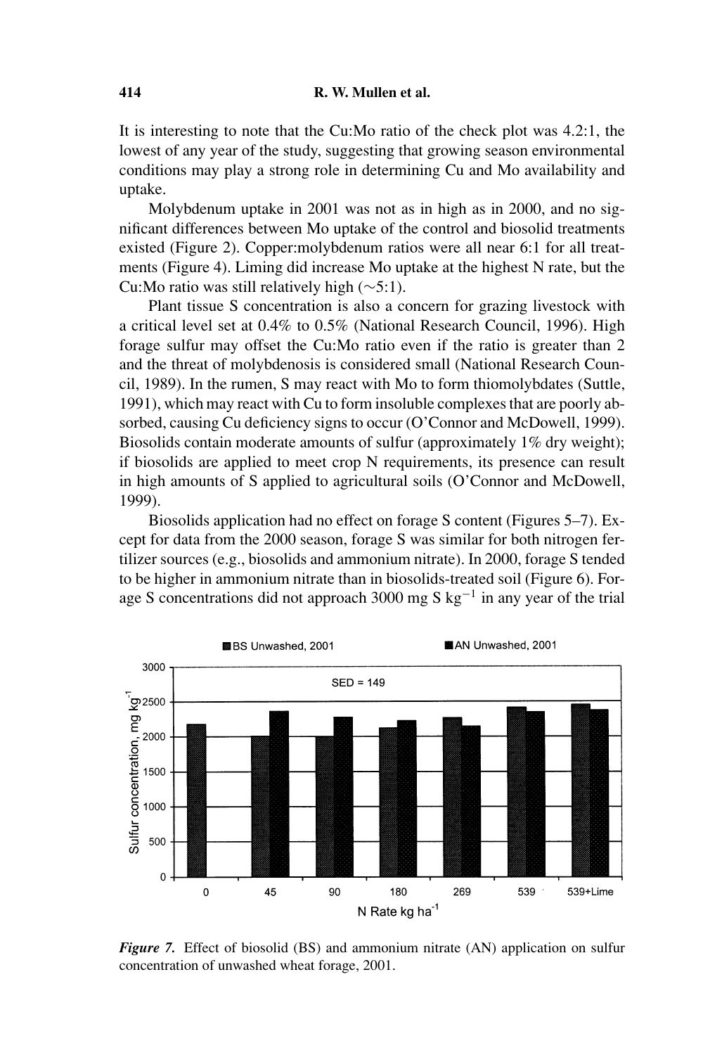It is interesting to note that the Cu:Mo ratio of the check plot was 4.2:1, the lowest of any year of the study, suggesting that growing season environmental conditions may play a strong role in determining Cu and Mo availability and uptake.

Molybdenum uptake in 2001 was not as in high as in 2000, and no significant differences between Mo uptake of the control and biosolid treatments existed (Figure 2). Copper:molybdenum ratios were all near 6:1 for all treatments (Figure 4). Liming did increase Mo uptake at the highest N rate, but the Cu:Mo ratio was still relatively high (~5:1).

Plant tissue S concentration is also a concern for grazing livestock with a critical level set at 0.4% to 0.5% (National Research Council, 1996). High forage sulfur may offset the Cu:Mo ratio even if the ratio is greater than 2 and the threat of molybdenosis is considered small (National Research Council, 1989). In the rumen, S may react with Mo to form thiomolybdates (Suttle, 1991), which may react with Cu to form insoluble complexes that are poorly absorbed, causing Cu deficiency signs to occur (O'Connor and McDowell, 1999). Biosolids contain moderate amounts of sulfur (approximately 1% dry weight); if biosolids are applied to meet crop N requirements, its presence can result in high amounts of S applied to agricultural soils (O'Connor and McDowell, 1999).

Biosolids application had no effect on forage S content (Figures 5–7). Except for data from the 2000 season, forage S was similar for both nitrogen fertilizer sources (e.g., biosolids and ammonium nitrate). In 2000, forage S tended to be higher in ammonium nitrate than in biosolids-treated soil (Figure 6). Forage S concentrations did not approach 3000 mg S $kg^{-1}$ in any year of the trial

*Figure 7.* Effect of biosolid (BS) and ammonium nitrate (AN) application on sulfur concentration of unwashed wheat forage, 2001.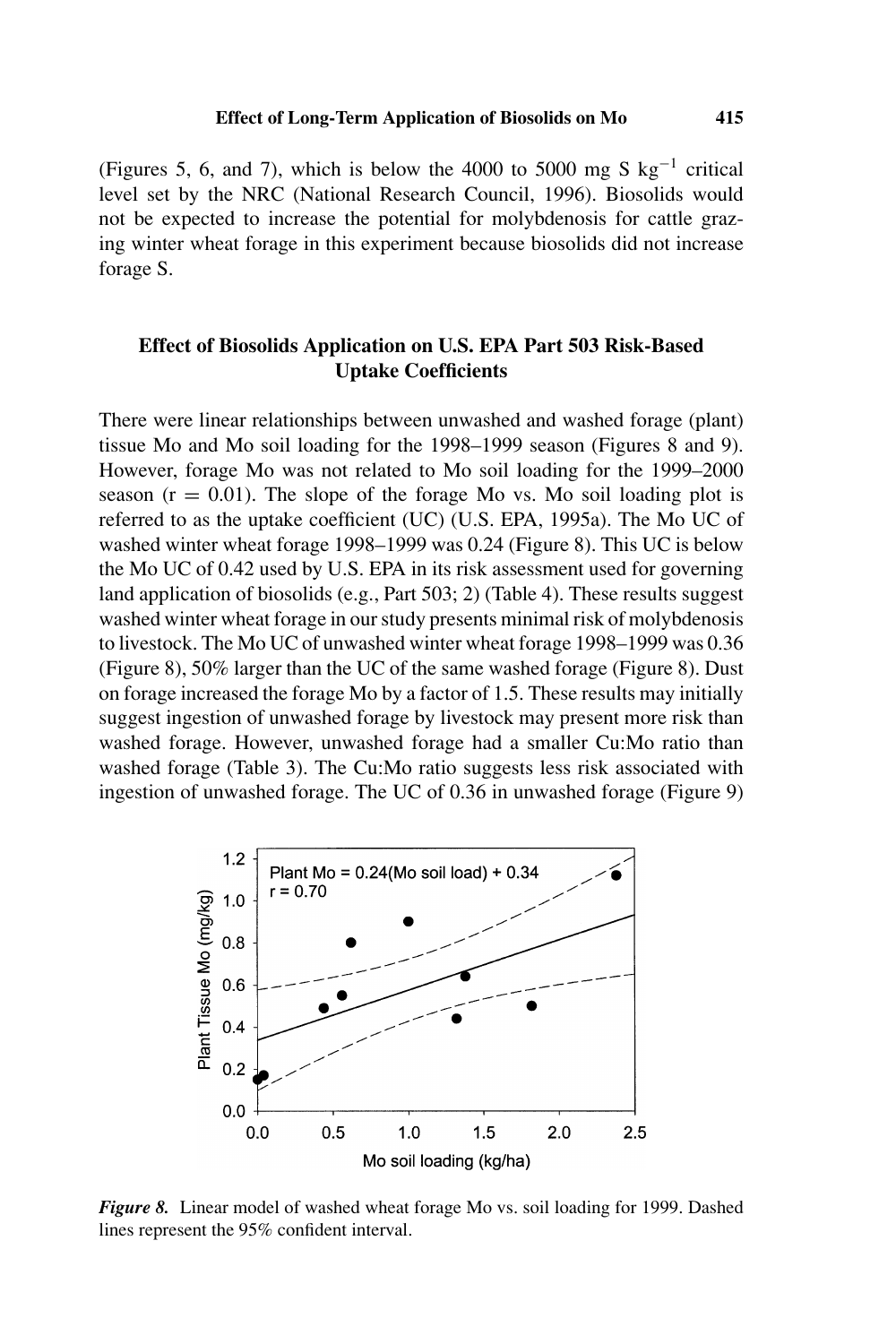(Figures 5, 6, and 7), which is below the 4000 to 5000 mg S $kg^{-1}$ critical level set by the NRC (National Research Council, 1996). Biosolids would not be expected to increase the potential for molybdenosis for cattle grazing winter wheat forage in this experiment because biosolids did not increase forage S.

## Effect of Biosolids Application on U.S. EPA Part 503 Risk-Based Uptake Coefficients

There were linear relationships between unwashed and washed forage (plant) tissue Mo and Mo soil loading for the 1998–1999 season (Figures 8 and 9). However, forage Mo was not related to Mo soil loading for the 1999–2000 season ($r = 0.01$). The slope of the forage Mo vs. Mo soil loading plot is referred to as the uptake coefficient (UC) (U.S. EPA, 1995a). The Mo UC of washed winter wheat forage 1998–1999 was 0.24 (Figure 8). This UC is below the Mo UC of 0.42 used by U.S. EPA in its risk assessment used for governing land application of biosolids (e.g., Part 503; 2) (Table 4). These results suggest washed winter wheat forage in our study presents minimal risk of molybdenosis to livestock. The Mo UC of unwashed winter wheat forage 1998–1999 was 0.36 (Figure 8), 50% larger than the UC of the same washed forage (Figure 8). Dust on forage increased the forage Mo by a factor of 1.5. These results may initially suggest ingestion of unwashed forage by livestock may present more risk than washed forage. However, unwashed forage had a smaller Cu:Mo ratio than washed forage (Table 3). The Cu:Mo ratio suggests less risk associated with ingestion of unwashed forage. The UC of 0.36 in unwashed forage (Figure 9)

***Figure 8.*** Linear model of washed wheat forage Mo vs. soil loading for 1999. Dashed lines represent the 95% confident interval.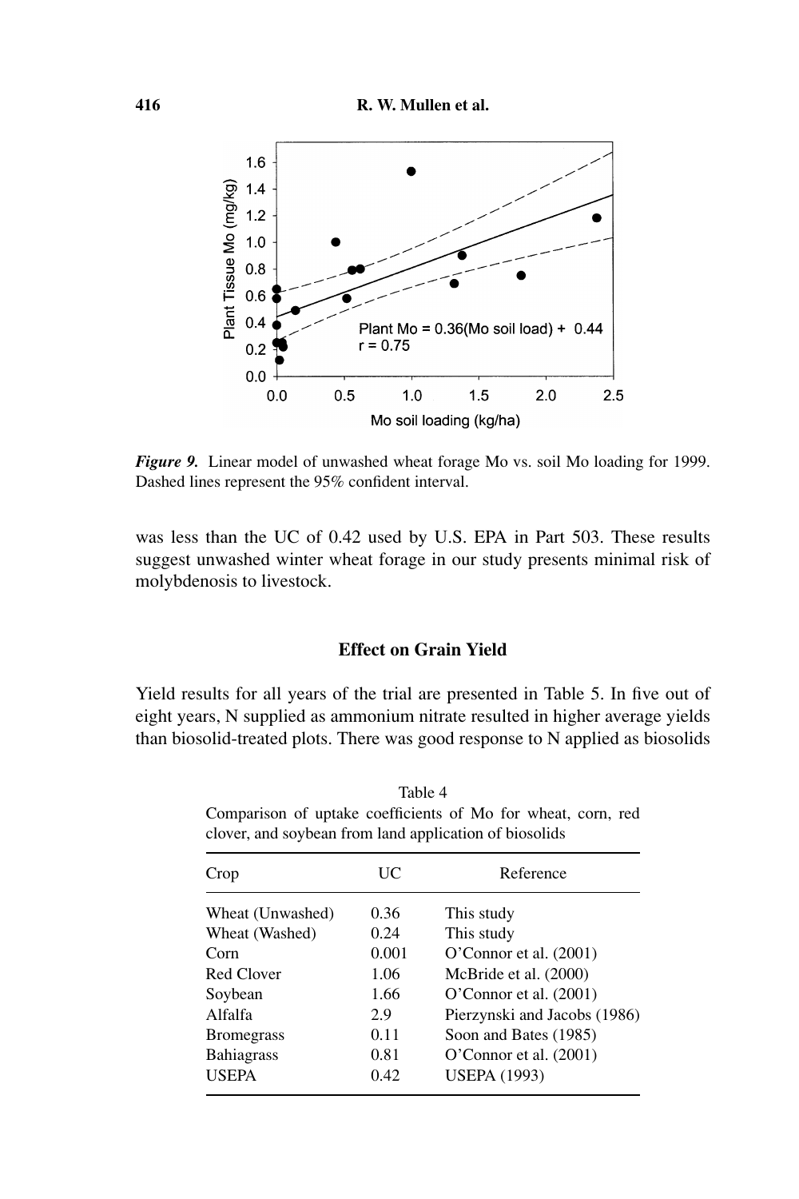*Figure 9.* Linear model of unwashed wheat forage Mo vs. soil Mo loading for 1999. Dashed lines represent the 95% confident interval.

was less than the UC of 0.42 used by U.S. EPA in Part 503. These results suggest unwashed winter wheat forage in our study presents minimal risk of molybdenosis to livestock.

## Effect on Grain Yield

Yield results for all years of the trial are presented in Table 5. In five out of eight years, N supplied as ammonium nitrate resulted in higher average yields than biosolid-treated plots. There was good response to N applied as biosolids

Table 4
Comparison of uptake coefficients of Mo for wheat, corn, red clover, and soybean from land application of biosolids

| Crop | UC | Reference |
|---|---|---|
| Wheat (Unwashed) | 0.36 | This study |
| Wheat (Washed) | 0.24 | This study |
| Corn | 0.001 | O'Connor et al. (2001) |
| Red Clover | 1.06 | McBride et al. (2000) |
| Soybean | 1.66 | O'Connor et al. (2001) |
| Alfalfa | 2.9 | Pierzynski and Jacobs (1986) |
| Bromegrass | 0.11 | Soon and Bates (1985) |
| Bahiagrass | 0.81 | O'Connor et al. (2001) |
| USEPA | 0.42 | USEPA (1993) |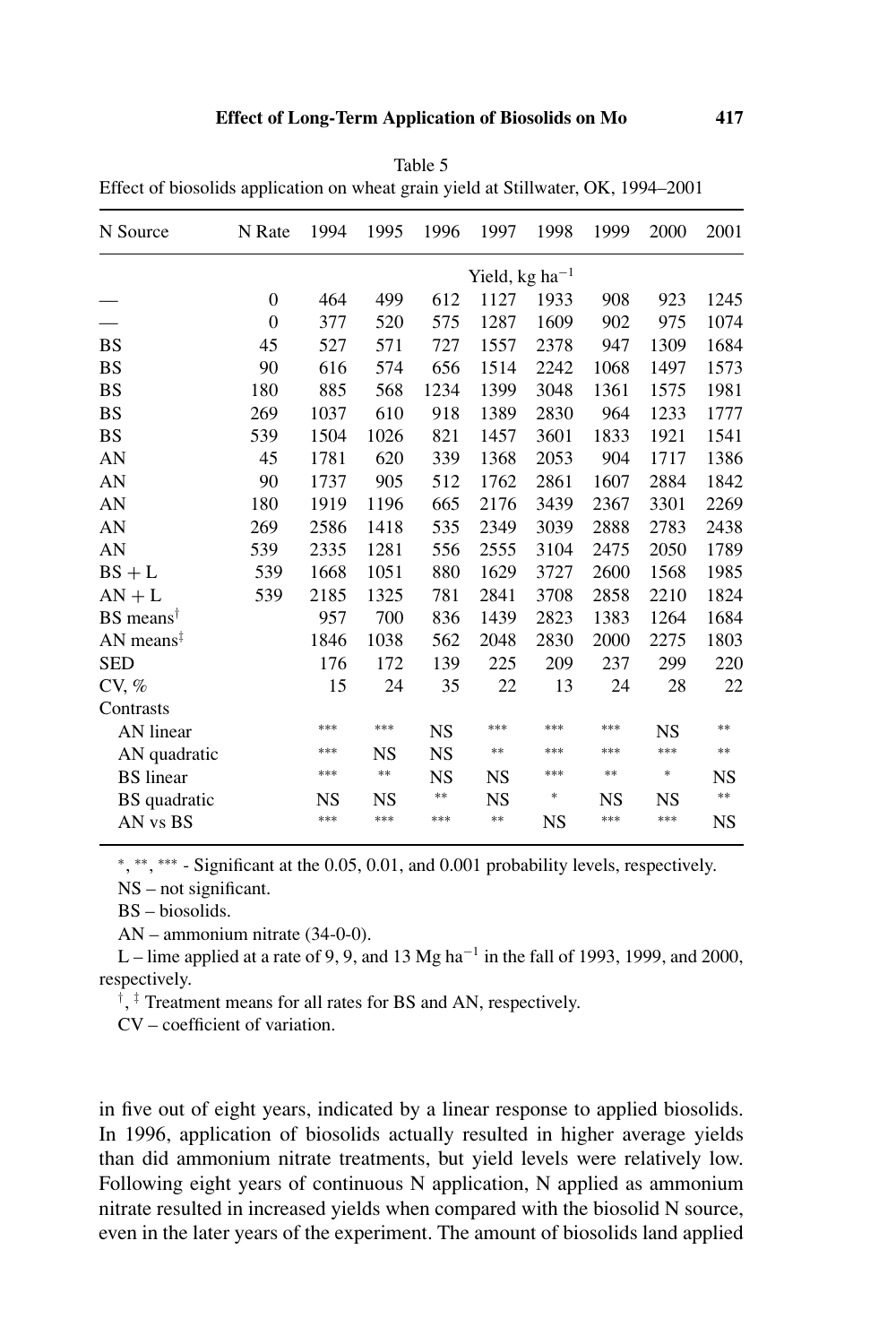Table 5
Effect of biosolids application on wheat grain yield at Stillwater, OK, 1994–2001

| N Source | N Rate | 1994 | 1995 | 1996 | 1997 | 1998 | 1999 | 2000 | 2001 |
|---|---|---|---|---|---|---|---|---|---|
| | | Yield, kg ha$^{-1}$ | | | | | | | |
| — | 0 | 464 | 499 | 612 | 1127 | 1933 | 908 | 923 | 1245 |
| — | 0 | 377 | 520 | 575 | 1287 | 1609 | 902 | 975 | 1074 |
| BS | 45 | 527 | 571 | 727 | 1557 | 2378 | 947 | 1309 | 1684 |
| BS | 90 | 616 | 574 | 656 | 1514 | 2242 | 1068 | 1497 | 1573 |
| BS | 180 | 885 | 568 | 1234 | 1399 | 3048 | 1361 | 1575 | 1981 |
| BS | 269 | 1037 | 610 | 918 | 1389 | 2830 | 964 | 1233 | 1777 |
| BS | 539 | 1504 | 1026 | 821 | 1457 | 3601 | 1833 | 1921 | 1541 |
| AN | 45 | 1781 | 620 | 339 | 1368 | 2053 | 904 | 1717 | 1386 |
| AN | 90 | 1737 | 905 | 512 | 1762 | 2861 | 1607 | 2884 | 1842 |
| AN | 180 | 1919 | 1196 | 665 | 2176 | 3439 | 2367 | 3301 | 2269 |
| AN | 269 | 2586 | 1418 | 535 | 2349 | 3039 | 2888 | 2783 | 2438 |
| AN | 539 | 2335 | 1281 | 556 | 2555 | 3104 | 2475 | 2050 | 1789 |
| BS + L | 539 | 1668 | 1051 | 880 | 1629 | 3727 | 2600 | 1568 | 1985 |
| AN + L | 539 | 2185 | 1325 | 781 | 2841 | 3708 | 2858 | 2210 | 1824 |
| BS means[†] | | 957 | 700 | 836 | 1439 | 2823 | 1383 | 1264 | 1684 |
| AN means[‡] | | 1846 | 1038 | 562 | 2048 | 2830 | 2000 | 2275 | 1803 |
| SED | | 176 | 172 | 139 | 225 | 209 | 237 | 299 | 220 |
| CV, % | | 15 | 24 | 35 | 22 | 13 | 24 | 28 | 22 |
| Contrasts | | | | | | | | | |
| AN linear | | *** | *** | NS | *** | *** | *** | NS | ** |
| AN quadratic | | *** | NS | NS | ** | *** | *** | *** | ** |
| BS linear | | *** | ** | NS | NS | *** | ** | * | NS |
| BS quadratic | | NS | NS | ** | NS | * | NS | NS | ** |
| AN vs BS | | *** | *** | *** | ** | NS | *** | *** | NS |

*, **, *** - Significant at the 0.05, 0.01, and 0.001 probability levels, respectively.

NS – not significant.

BS – biosolids.

AN – ammonium nitrate (34-0-0).

L – lime applied at a rate of 9, 9, and 13 Mg ha$^{-1}$ in the fall of 1993, 1999, and 2000, respectively.

[†], [‡] Treatment means for all rates for BS and AN, respectively.

CV – coefficient of variation.

in five out of eight years, indicated by a linear response to applied biosolids. In 1996, application of biosolids actually resulted in higher average yields than did ammonium nitrate treatments, but yield levels were relatively low. Following eight years of continuous N application, N applied as ammonium nitrate resulted in increased yields when compared with the biosolid N source, even in the later years of the experiment. The amount of biosolids land applied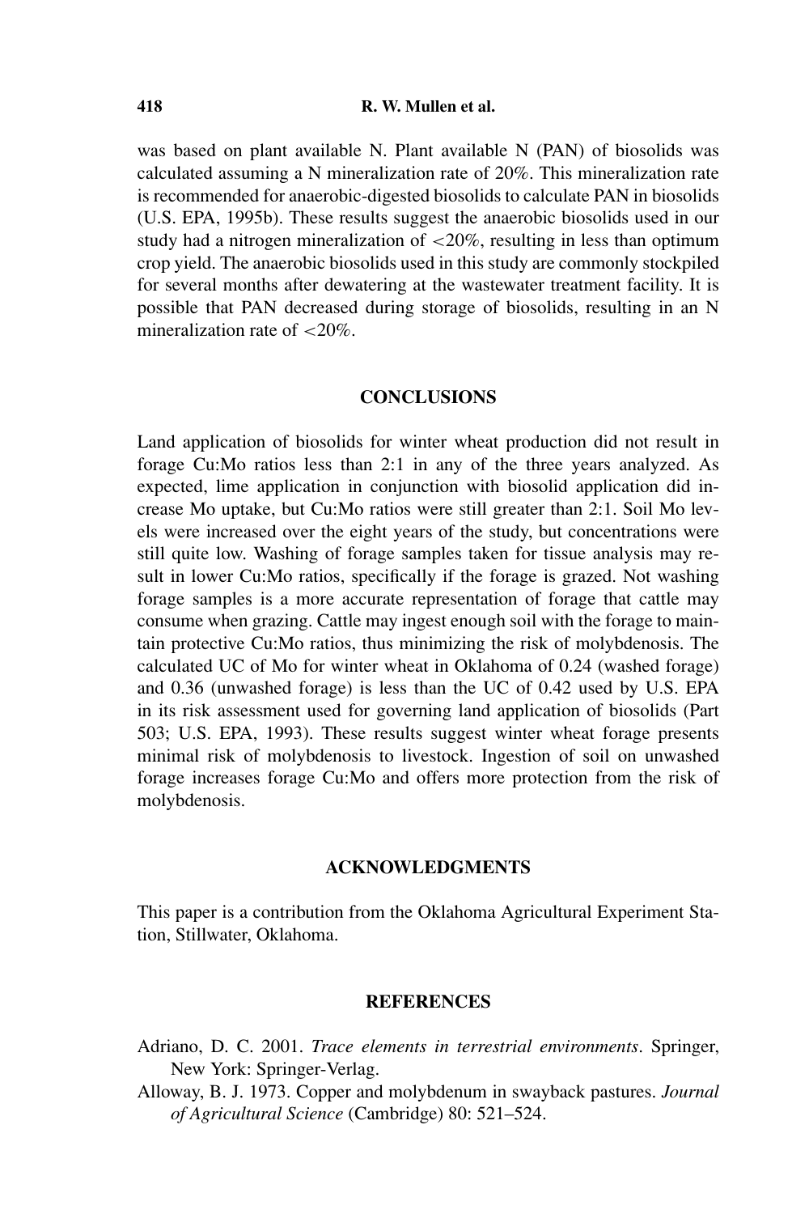was based on plant available N. Plant available N (PAN) of biosolids was calculated assuming a N mineralization rate of 20%. This mineralization rate is recommended for anaerobic-digested biosolids to calculate PAN in biosolids (U.S. EPA, 1995b). These results suggest the anaerobic biosolids used in our study had a nitrogen mineralization of <20%, resulting in less than optimum crop yield. The anaerobic biosolids used in this study are commonly stockpiled for several months after dewatering at the wastewater treatment facility. It is possible that PAN decreased during storage of biosolids, resulting in an N mineralization rate of <20%.

## CONCLUSIONS

Land application of biosolids for winter wheat production did not result in forage Cu:Mo ratios less than 2:1 in any of the three years analyzed. As expected, lime application in conjunction with biosolid application did increase Mo uptake, but Cu:Mo ratios were still greater than 2:1. Soil Mo levels were increased over the eight years of the study, but concentrations were still quite low. Washing of forage samples taken for tissue analysis may result in lower Cu:Mo ratios, specifically if the forage is grazed. Not washing forage samples is a more accurate representation of forage that cattle may consume when grazing. Cattle may ingest enough soil with the forage to maintain protective Cu:Mo ratios, thus minimizing the risk of molybdenosis. The calculated UC of Mo for winter wheat in Oklahoma of 0.24 (washed forage) and 0.36 (unwashed forage) is less than the UC of 0.42 used by U.S. EPA in its risk assessment used for governing land application of biosolids (Part 503; U.S. EPA, 1993). These results suggest winter wheat forage presents minimal risk of molybdenosis to livestock. Ingestion of soil on unwashed forage increases forage Cu:Mo and offers more protection from the risk of molybdenosis.

## ACKNOWLEDGMENTS

This paper is a contribution from the Oklahoma Agricultural Experiment Station, Stillwater, Oklahoma.

## REFERENCES

Adriano, D. C. 2001. *Trace elements in terrestrial environments*. Springer, New York: Springer-Verlag.

Alloway, B. J. 1973. Copper and molybdenum in swayback pastures. *Journal of Agricultural Science* (Cambridge) 80: 521–524.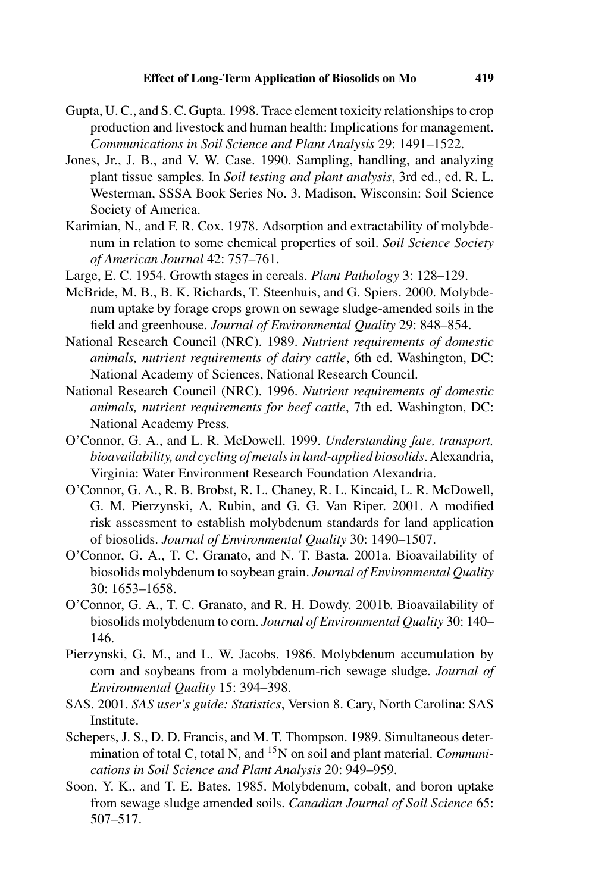Gupta, U. C., and S. C. Gupta. 1998. Trace element toxicity relationships to crop production and livestock and human health: Implications for management. *Communications in Soil Science and Plant Analysis* 29: 1491–1522.

Jones, Jr., J. B., and V. W. Case. 1990. Sampling, handling, and analyzing plant tissue samples. In *Soil testing and plant analysis*, 3rd ed., ed. R. L. Westerman, SSSA Book Series No. 3. Madison, Wisconsin: Soil Science Society of America.

Karimian, N., and F. R. Cox. 1978. Adsorption and extractability of molybdenum in relation to some chemical properties of soil. *Soil Science Society of American Journal* 42: 757–761.

Large, E. C. 1954. Growth stages in cereals. *Plant Pathology* 3: 128–129.

McBride, M. B., B. K. Richards, T. Steenhuis, and G. Spiers. 2000. Molybdenum uptake by forage crops grown on sewage sludge-amended soils in the field and greenhouse. *Journal of Environmental Quality* 29: 848–854.

National Research Council (NRC). 1989. *Nutrient requirements of domestic animals, nutrient requirements of dairy cattle*, 6th ed. Washington, DC: National Academy of Sciences, National Research Council.

National Research Council (NRC). 1996. *Nutrient requirements of domestic animals, nutrient requirements for beef cattle*, 7th ed. Washington, DC: National Academy Press.

O'Connor, G. A., and L. R. McDowell. 1999. *Understanding fate, transport, bioavailability, and cycling of metals in land-applied biosolids*. Alexandria, Virginia: Water Environment Research Foundation Alexandria.

O'Connor, G. A., R. B. Brobst, R. L. Chaney, R. L. Kincaid, L. R. McDowell, G. M. Pierzynski, A. Rubin, and G. G. Van Riper. 2001. A modified risk assessment to establish molybdenum standards for land application of biosolids. *Journal of Environmental Quality* 30: 1490–1507.

O'Connor, G. A., T. C. Granato, and N. T. Basta. 2001a. Bioavailability of biosolids molybdenum to soybean grain. *Journal of Environmental Quality* 30: 1653–1658.

O'Connor, G. A., T. C. Granato, and R. H. Dowdy. 2001b. Bioavailability of biosolids molybdenum to corn. *Journal of Environmental Quality* 30: 140–146.

Pierzynski, G. M., and L. W. Jacobs. 1986. Molybdenum accumulation by corn and soybeans from a molybdenum-rich sewage sludge. *Journal of Environmental Quality* 15: 394–398.

SAS. 2001. *SAS user's guide: Statistics*, Version 8. Cary, North Carolina: SAS Institute.

Schepers, J. S., D. D. Francis, and M. T. Thompson. 1989. Simultaneous determination of total C, total N, and $^{15}N$ on soil and plant material. *Communications in Soil Science and Plant Analysis* 20: 949–959.

Soon, Y. K., and T. E. Bates. 1985. Molybdenum, cobalt, and boron uptake from sewage sludge amended soils. *Canadian Journal of Soil Science* 65: 507–517.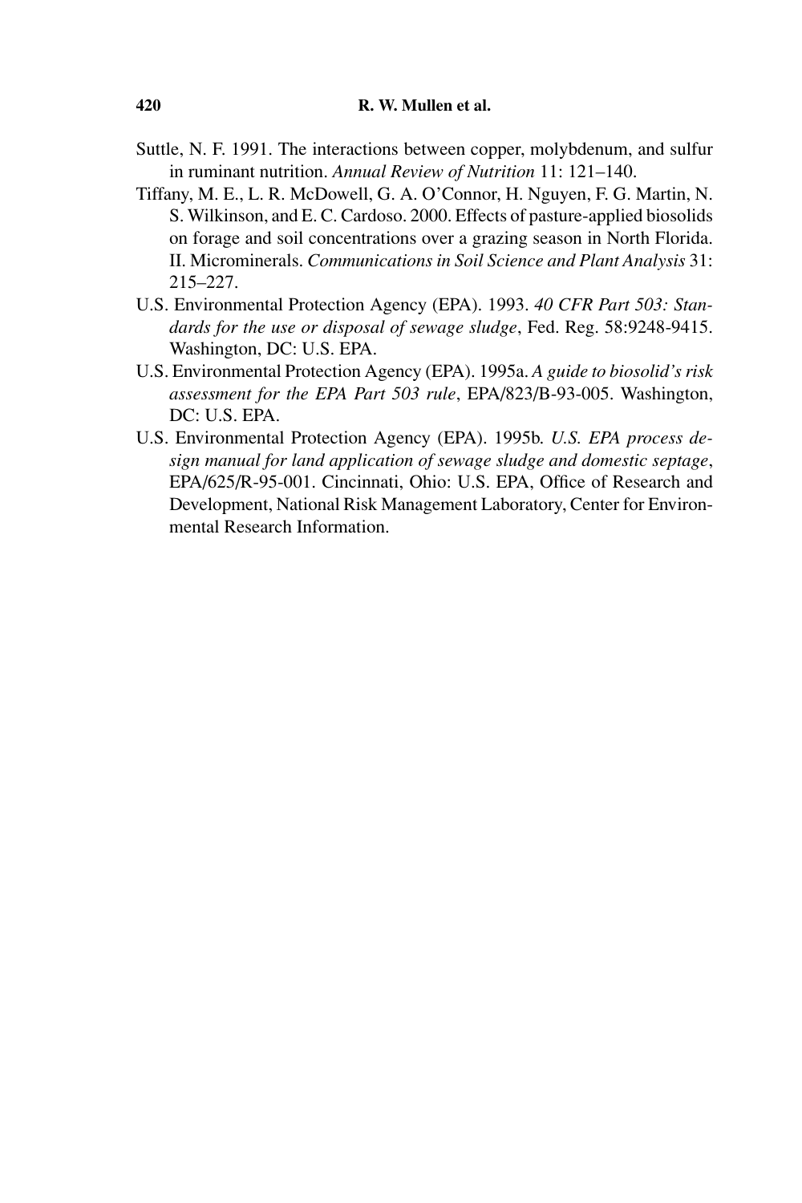Suttle, N. F. 1991. The interactions between copper, molybdenum, and sulfur in ruminant nutrition. *Annual Review of Nutrition* 11: 121–140.

Tiffany, M. E., L. R. McDowell, G. A. O'Connor, H. Nguyen, F. G. Martin, N. S. Wilkinson, and E. C. Cardoso. 2000. Effects of pasture-applied biosolids on forage and soil concentrations over a grazing season in North Florida. II. Microminerals. *Communications in Soil Science and Plant Analysis* 31: 215–227.

U.S. Environmental Protection Agency (EPA). 1993. *40 CFR Part 503: Standards for the use or disposal of sewage sludge*, Fed. Reg. 58:9248-9415. Washington, DC: U.S. EPA.

U.S. Environmental Protection Agency (EPA). 1995a. *A guide to biosolid's risk assessment for the EPA Part 503 rule*, EPA/823/B-93-005. Washington, DC: U.S. EPA.

U.S. Environmental Protection Agency (EPA). 1995b. *U.S. EPA process design manual for land application of sewage sludge and domestic septage*, EPA/625/R-95-001. Cincinnati, Ohio: U.S. EPA, Office of Research and Development, National Risk Management Laboratory, Center for Environmental Research Information.